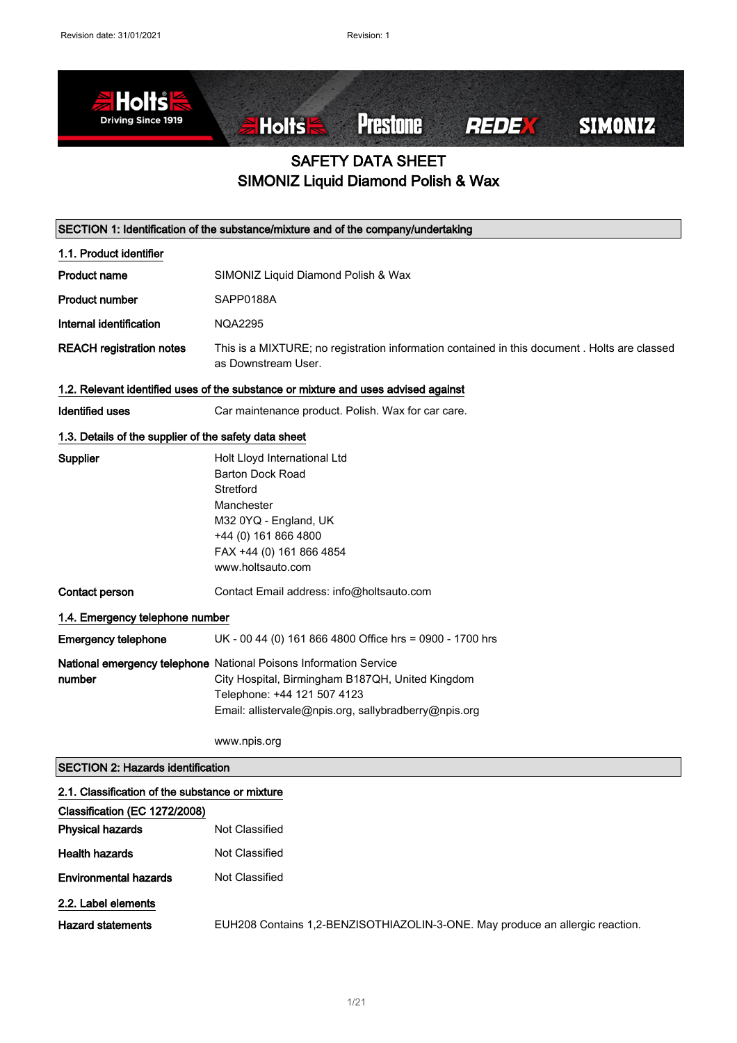# SAFETY DATA SHEET
# SIMONIZ Liquid Diamond Polish & Wax

## SECTION 1: Identification of the substance/mixture and of the company/undertaking

### 1.1. Product identifier

**Product name** SIMONIZ Liquid Diamond Polish & Wax

**Product number** SAPP0188A

**Internal identification** NQA2295

**REACH registration notes** This is a MIXTURE; no registration information contained in this document . Holts are classed as Downstream User.

### 1.2. Relevant identified uses of the substance or mixture and uses advised against

**Identified uses** Car maintenance product. Polish. Wax for car care.

### 1.3. Details of the supplier of the safety data sheet

**Supplier**
Holt Lloyd International Ltd
Barton Dock Road
Stretford
Manchester
M32 0YQ - England, UK
+44 (0) 161 866 4800
FAX +44 (0) 161 866 4854
www.holtsauto.com

**Contact person** Contact Email address: info@holtsauto.com

### 1.4. Emergency telephone number

**Emergency telephone** UK - 00 44 (0) 161 866 4800 Office hrs = 0900 - 1700 hrs

**National emergency telephone number**
National Poisons Information Service
City Hospital, Birmingham B187QH, United Kingdom
Telephone: +44 121 507 4123
Email: allistervale@npis.org, sallybradberry@npis.org

www.npis.org

## SECTION 2: Hazards identification

### 2.1. Classification of the substance or mixture

**Classification (EC 1272/2008)**

**Physical hazards** Not Classified

**Health hazards** Not Classified

**Environmental hazards** Not Classified

### 2.2. Label elements

**Hazard statements** EUH208 Contains 1,2-BENZISOTHIAZOLIN-3-ONE. May produce an allergic reaction.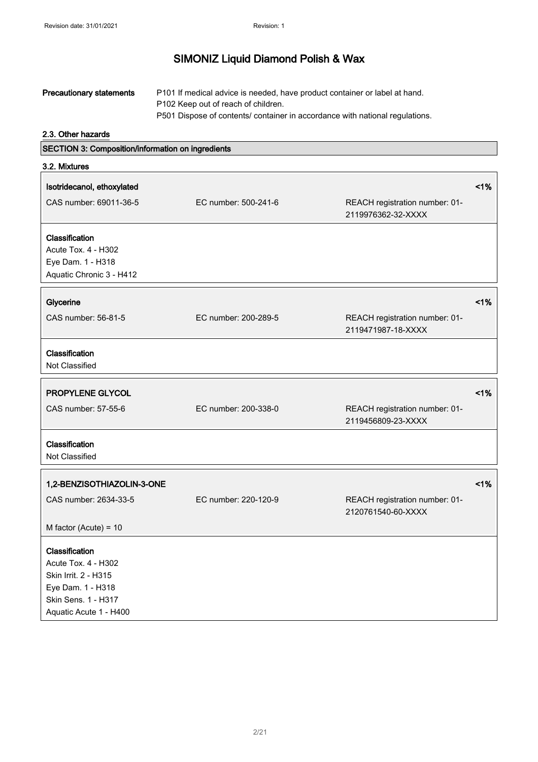**Precautionary statements**

P101 If medical advice is needed, have product container or label at hand.
P102 Keep out of reach of children.
P501 Dispose of contents/ container in accordance with national regulations.

### 2.3. Other hazards

## SECTION 3: Composition/information on ingredients

### 3.2. Mixtures

**Isotridecanol, ethoxylated** — <1%

| CAS number: 69011-36-5 | EC number: 500-241-6 | REACH registration number: 01-2119976362-32-XXXX |
|---|---|---|

**Classification**
Acute Tox. 4 - H302
Eye Dam. 1 - H318
Aquatic Chronic 3 - H412

**Glycerine** — <1%

| CAS number: 56-81-5 | EC number: 200-289-5 | REACH registration number: 01-2119471987-18-XXXX |
|---|---|---|

**Classification**
Not Classified

**PROPYLENE GLYCOL** — <1%

| CAS number: 57-55-6 | EC number: 200-338-0 | REACH registration number: 01-2119456809-23-XXXX |
|---|---|---|

**Classification**
Not Classified

**1,2-BENZISOTHIAZOLIN-3-ONE** — <1%

| CAS number: 2634-33-5 | EC number: 220-120-9 | REACH registration number: 01-2120761540-60-XXXX |
|---|---|---|

M factor (Acute) = 10

**Classification**
Acute Tox. 4 - H302
Skin Irrit. 2 - H315
Eye Dam. 1 - H318
Skin Sens. 1 - H317
Aquatic Acute 1 - H400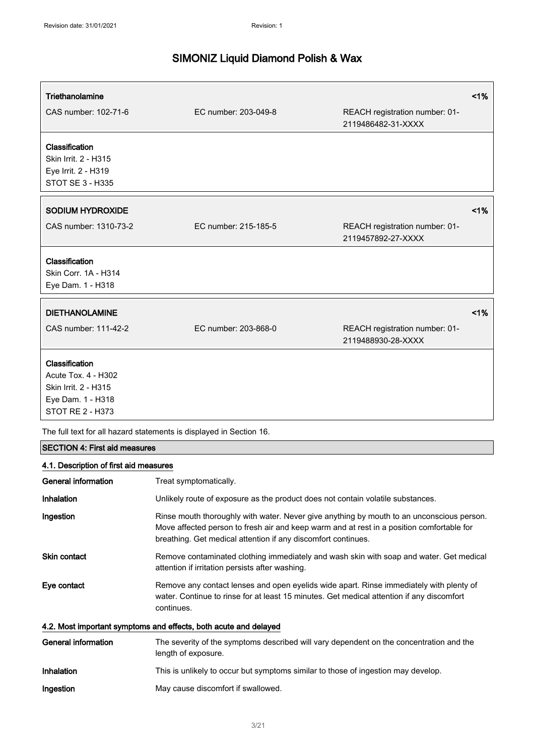| **Triethanolamine** | | | <1% |
|---|---|---|---|
| CAS number: 102-71-6 | EC number: 203-049-8 | REACH registration number: 01-2119486482-31-XXXX | |

**Classification**
Skin Irrit. 2 - H315
Eye Irrit. 2 - H319
STOT SE 3 - H335

| **SODIUM HYDROXIDE** | | | <1% |
|---|---|---|---|
| CAS number: 1310-73-2 | EC number: 215-185-5 | REACH registration number: 01-2119457892-27-XXXX | |

**Classification**
Skin Corr. 1A - H314
Eye Dam. 1 - H318

| **DIETHANOLAMINE** | | | <1% |
|---|---|---|---|
| CAS number: 111-42-2 | EC number: 203-868-0 | REACH registration number: 01-2119488930-28-XXXX | |

**Classification**
Acute Tox. 4 - H302
Skin Irrit. 2 - H315
Eye Dam. 1 - H318
STOT RE 2 - H373

The full text for all hazard statements is displayed in Section 16.

## SECTION 4: First aid measures

### 4.1. Description of first aid measures

**General information** Treat symptomatically.

**Inhalation** Unlikely route of exposure as the product does not contain volatile substances.

**Ingestion** Rinse mouth thoroughly with water. Never give anything by mouth to an unconscious person. Move affected person to fresh air and keep warm and at rest in a position comfortable for breathing. Get medical attention if any discomfort continues.

**Skin contact** Remove contaminated clothing immediately and wash skin with soap and water. Get medical attention if irritation persists after washing.

**Eye contact** Remove any contact lenses and open eyelids wide apart. Rinse immediately with plenty of water. Continue to rinse for at least 15 minutes. Get medical attention if any discomfort continues.

### 4.2. Most important symptoms and effects, both acute and delayed

**General information** The severity of the symptoms described will vary dependent on the concentration and the length of exposure.

**Inhalation** This is unlikely to occur but symptoms similar to those of ingestion may develop.

**Ingestion** May cause discomfort if swallowed.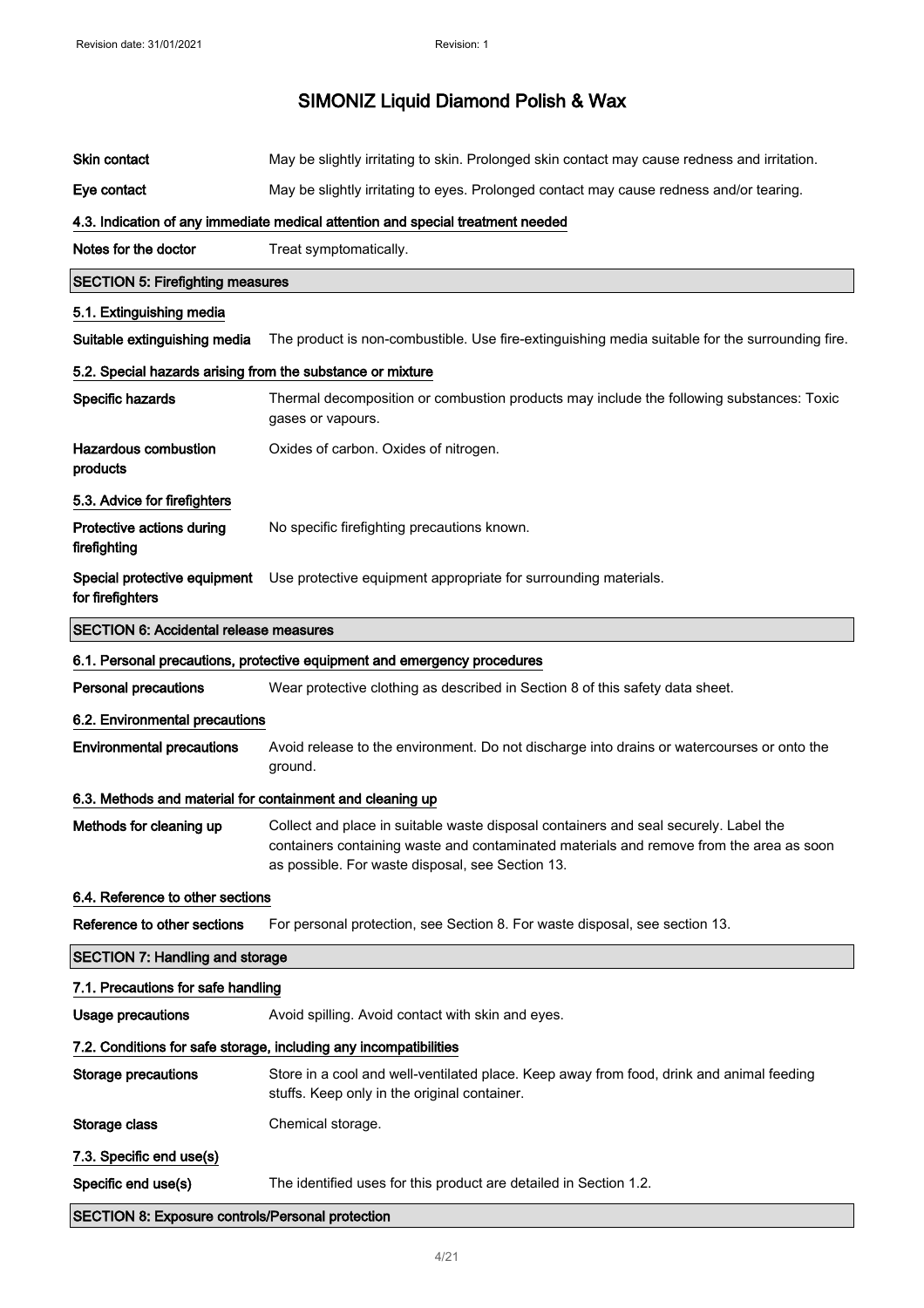| | |
|---|---|
| **Skin contact** | May be slightly irritating to skin. Prolonged skin contact may cause redness and irritation. |
| **Eye contact** | May be slightly irritating to eyes. Prolonged contact may cause redness and/or tearing. |

#### 4.3. Indication of any immediate medical attention and special treatment needed

| | |
|---|---|
| **Notes for the doctor** | Treat symptomatically. |

## SECTION 5: Firefighting measures

#### 5.1. Extinguishing media

| | |
|---|---|
| **Suitable extinguishing media** | The product is non-combustible. Use fire-extinguishing media suitable for the surrounding fire. |

#### 5.2. Special hazards arising from the substance or mixture

| | |
|---|---|
| **Specific hazards** | Thermal decomposition or combustion products may include the following substances: Toxic gases or vapours. |
| **Hazardous combustion products** | Oxides of carbon. Oxides of nitrogen. |

#### 5.3. Advice for firefighters

| | |
|---|---|
| **Protective actions during firefighting** | No specific firefighting precautions known. |
| **Special protective equipment for firefighters** | Use protective equipment appropriate for surrounding materials. |

## SECTION 6: Accidental release measures

#### 6.1. Personal precautions, protective equipment and emergency procedures

| | |
|---|---|
| **Personal precautions** | Wear protective clothing as described in Section 8 of this safety data sheet. |

#### 6.2. Environmental precautions

| | |
|---|---|
| **Environmental precautions** | Avoid release to the environment. Do not discharge into drains or watercourses or onto the ground. |

#### 6.3. Methods and material for containment and cleaning up

| | |
|---|---|
| **Methods for cleaning up** | Collect and place in suitable waste disposal containers and seal securely. Label the containers containing waste and contaminated materials and remove from the area as soon as possible. For waste disposal, see Section 13. |

#### 6.4. Reference to other sections

| | |
|---|---|
| **Reference to other sections** | For personal protection, see Section 8. For waste disposal, see section 13. |

## SECTION 7: Handling and storage

#### 7.1. Precautions for safe handling

| | |
|---|---|
| **Usage precautions** | Avoid spilling. Avoid contact with skin and eyes. |

#### 7.2. Conditions for safe storage, including any incompatibilities

| | |
|---|---|
| **Storage precautions** | Store in a cool and well-ventilated place. Keep away from food, drink and animal feeding stuffs. Keep only in the original container. |
| **Storage class** | Chemical storage. |

#### 7.3. Specific end use(s)

| | |
|---|---|
| **Specific end use(s)** | The identified uses for this product are detailed in Section 1.2. |

## SECTION 8: Exposure controls/Personal protection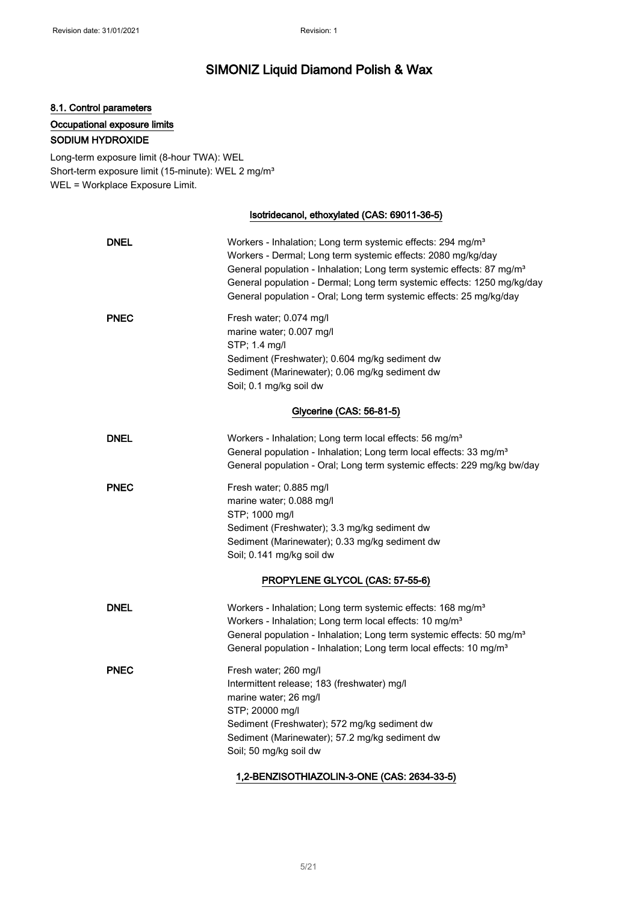# SIMONIZ Liquid Diamond Polish & Wax

## 8.1. Control parameters

### Occupational exposure limits

**SODIUM HYDROXIDE**

Long-term exposure limit (8-hour TWA): WEL
Short-term exposure limit (15-minute): WEL 2 mg/m³
WEL = Workplace Exposure Limit.

### Isotridecanol, ethoxylated (CAS: 69011-36-5)

| | |
|---|---|
| **DNEL** | Workers - Inhalation; Long term systemic effects: 294 mg/m³<br>Workers - Dermal; Long term systemic effects: 2080 mg/kg/day<br>General population - Inhalation; Long term systemic effects: 87 mg/m³<br>General population - Dermal; Long term systemic effects: 1250 mg/kg/day<br>General population - Oral; Long term systemic effects: 25 mg/kg/day |
| **PNEC** | Fresh water; 0.074 mg/l<br>marine water; 0.007 mg/l<br>STP; 1.4 mg/l<br>Sediment (Freshwater); 0.604 mg/kg sediment dw<br>Sediment (Marinewater); 0.06 mg/kg sediment dw<br>Soil; 0.1 mg/kg soil dw |

### Glycerine (CAS: 56-81-5)

| | |
|---|---|
| **DNEL** | Workers - Inhalation; Long term local effects: 56 mg/m³<br>General population - Inhalation; Long term local effects: 33 mg/m³<br>General population - Oral; Long term systemic effects: 229 mg/kg bw/day |
| **PNEC** | Fresh water; 0.885 mg/l<br>marine water; 0.088 mg/l<br>STP; 1000 mg/l<br>Sediment (Freshwater); 3.3 mg/kg sediment dw<br>Sediment (Marinewater); 0.33 mg/kg sediment dw<br>Soil; 0.141 mg/kg soil dw |

### PROPYLENE GLYCOL (CAS: 57-55-6)

| | |
|---|---|
| **DNEL** | Workers - Inhalation; Long term systemic effects: 168 mg/m³<br>Workers - Inhalation; Long term local effects: 10 mg/m³<br>General population - Inhalation; Long term systemic effects: 50 mg/m³<br>General population - Inhalation; Long term local effects: 10 mg/m³ |
| **PNEC** | Fresh water; 260 mg/l<br>Intermittent release; 183 (freshwater) mg/l<br>marine water; 26 mg/l<br>STP; 20000 mg/l<br>Sediment (Freshwater); 572 mg/kg sediment dw<br>Sediment (Marinewater); 57.2 mg/kg sediment dw<br>Soil; 50 mg/kg soil dw |

### 1,2-BENZISOTHIAZOLIN-3-ONE (CAS: 2634-33-5)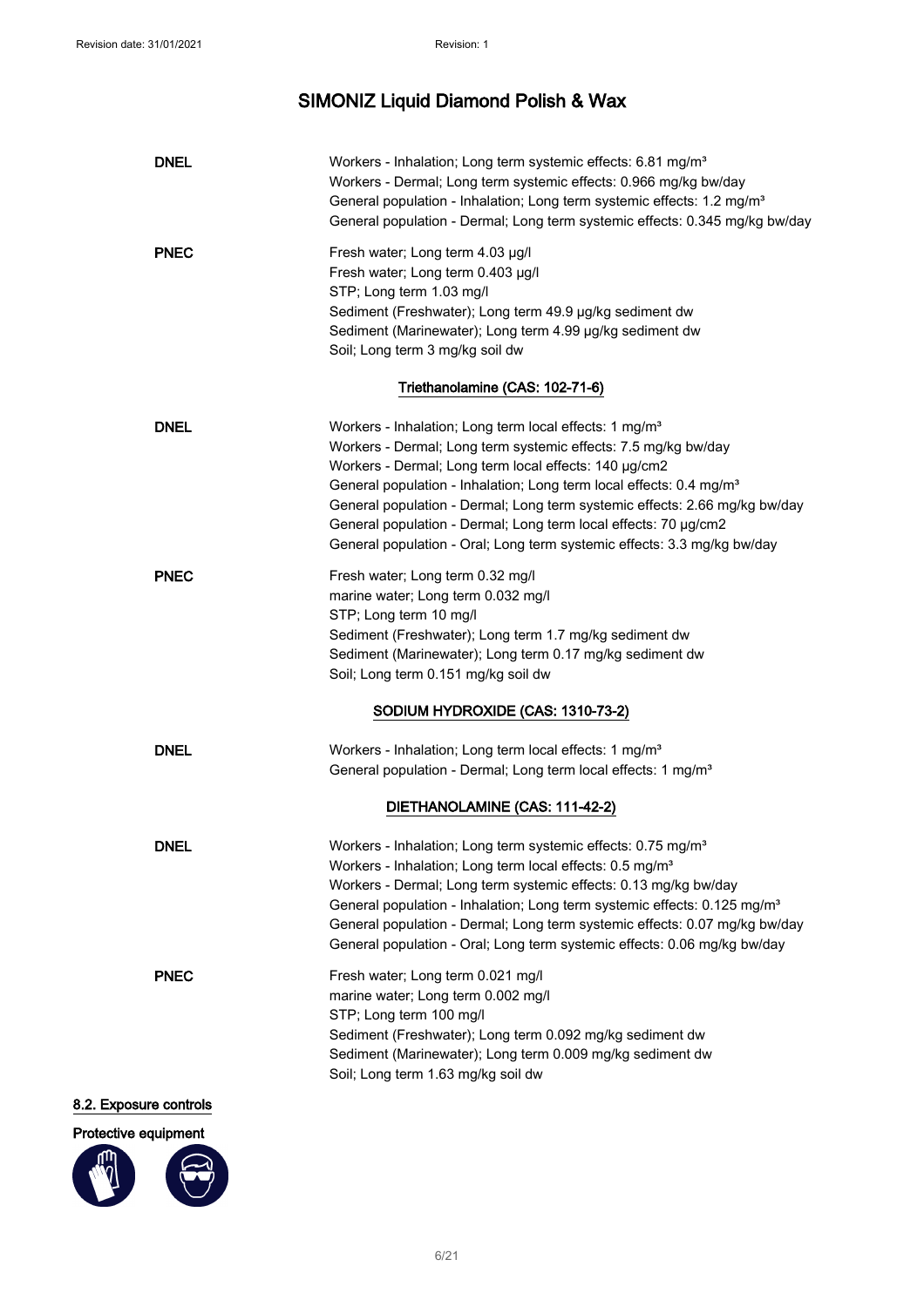# SIMONIZ Liquid Diamond Polish & Wax

**DNEL**

Workers - Inhalation; Long term systemic effects: 6.81 mg/m³
Workers - Dermal; Long term systemic effects: 0.966 mg/kg bw/day
General population - Inhalation; Long term systemic effects: 1.2 mg/m³
General population - Dermal; Long term systemic effects: 0.345 mg/kg bw/day

**PNEC**

Fresh water; Long term 4.03 µg/l
Fresh water; Long term 0.403 µg/l
STP; Long term 1.03 mg/l
Sediment (Freshwater); Long term 49.9 µg/kg sediment dw
Sediment (Marinewater); Long term 4.99 µg/kg sediment dw
Soil; Long term 3 mg/kg soil dw

**Triethanolamine (CAS: 102-71-6)**

**DNEL**

Workers - Inhalation; Long term local effects: 1 mg/m³
Workers - Dermal; Long term systemic effects: 7.5 mg/kg bw/day
Workers - Dermal; Long term local effects: 140 µg/cm2
General population - Inhalation; Long term local effects: 0.4 mg/m³
General population - Dermal; Long term systemic effects: 2.66 mg/kg bw/day
General population - Dermal; Long term local effects: 70 µg/cm2
General population - Oral; Long term systemic effects: 3.3 mg/kg bw/day

**PNEC**

Fresh water; Long term 0.32 mg/l
marine water; Long term 0.032 mg/l
STP; Long term 10 mg/l
Sediment (Freshwater); Long term 1.7 mg/kg sediment dw
Sediment (Marinewater); Long term 0.17 mg/kg sediment dw
Soil; Long term 0.151 mg/kg soil dw

**SODIUM HYDROXIDE (CAS: 1310-73-2)**

**DNEL**

Workers - Inhalation; Long term local effects: 1 mg/m³
General population - Dermal; Long term local effects: 1 mg/m³

**DIETHANOLAMINE (CAS: 111-42-2)**

**DNEL**

Workers - Inhalation; Long term systemic effects: 0.75 mg/m³
Workers - Inhalation; Long term local effects: 0.5 mg/m³
Workers - Dermal; Long term systemic effects: 0.13 mg/kg bw/day
General population - Inhalation; Long term systemic effects: 0.125 mg/m³
General population - Dermal; Long term systemic effects: 0.07 mg/kg bw/day
General population - Oral; Long term systemic effects: 0.06 mg/kg bw/day

**PNEC**

Fresh water; Long term 0.021 mg/l
marine water; Long term 0.002 mg/l
STP; Long term 100 mg/l
Sediment (Freshwater); Long term 0.092 mg/kg sediment dw
Sediment (Marinewater); Long term 0.009 mg/kg sediment dw
Soil; Long term 1.63 mg/kg soil dw

## 8.2. Exposure controls

**Protective equipment**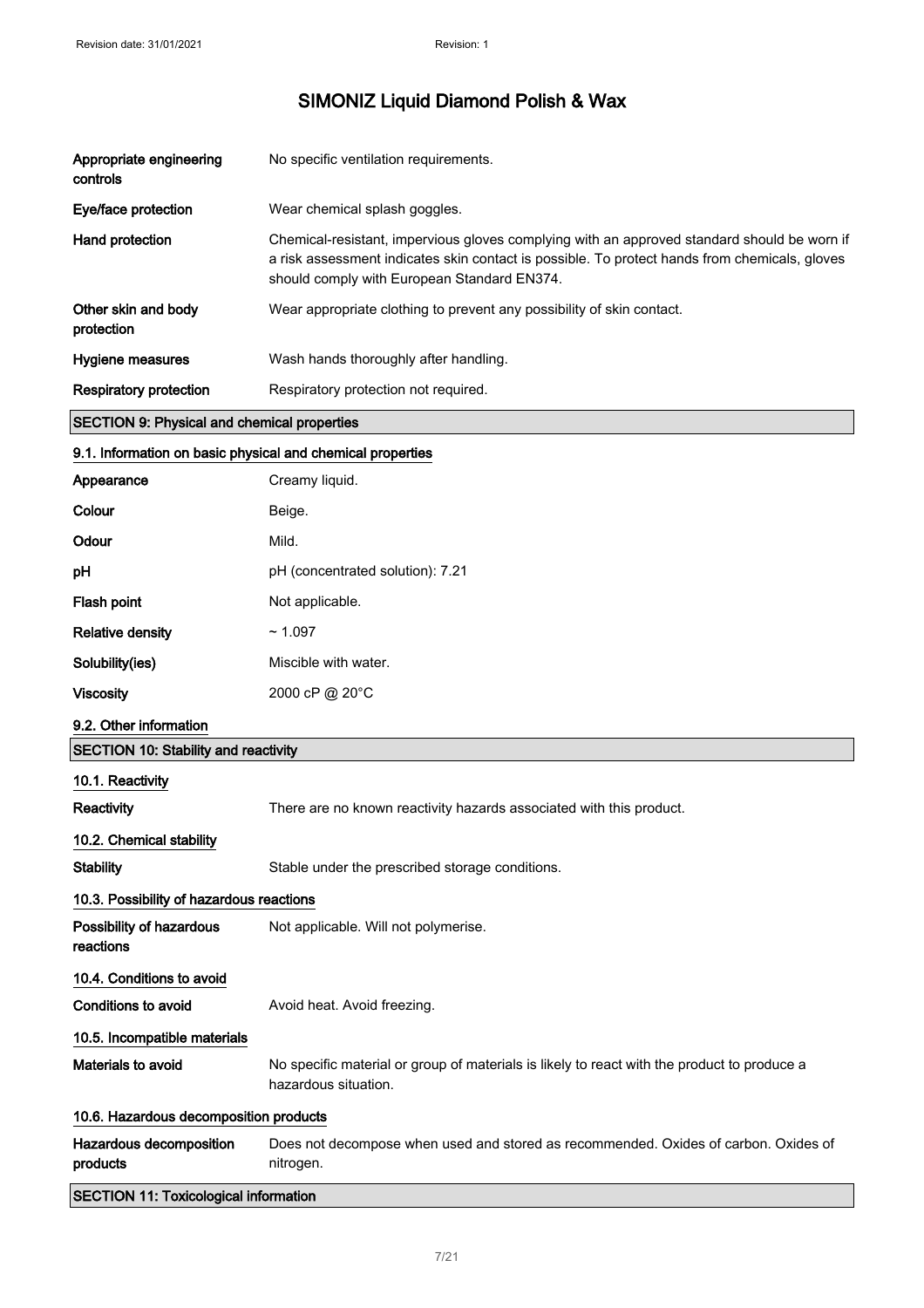| | |
|---|---|
| **Appropriate engineering controls** | No specific ventilation requirements. |
| **Eye/face protection** | Wear chemical splash goggles. |
| **Hand protection** | Chemical-resistant, impervious gloves complying with an approved standard should be worn if a risk assessment indicates skin contact is possible. To protect hands from chemicals, gloves should comply with European Standard EN374. |
| **Other skin and body protection** | Wear appropriate clothing to prevent any possibility of skin contact. |
| **Hygiene measures** | Wash hands thoroughly after handling. |
| **Respiratory protection** | Respiratory protection not required. |

## SECTION 9: Physical and chemical properties

### 9.1. Information on basic physical and chemical properties

| | |
|---|---|
| **Appearance** | Creamy liquid. |
| **Colour** | Beige. |
| **Odour** | Mild. |
| **pH** | pH (concentrated solution): 7.21 |
| **Flash point** | Not applicable. |
| **Relative density** | ~ 1.097 |
| **Solubility(ies)** | Miscible with water. |
| **Viscosity** | 2000 cP @ 20°C |

### 9.2. Other information

## SECTION 10: Stability and reactivity

### 10.1. Reactivity

| | |
|---|---|
| **Reactivity** | There are no known reactivity hazards associated with this product. |

### 10.2. Chemical stability

| | |
|---|---|
| **Stability** | Stable under the prescribed storage conditions. |

### 10.3. Possibility of hazardous reactions

| | |
|---|---|
| **Possibility of hazardous reactions** | Not applicable. Will not polymerise. |

### 10.4. Conditions to avoid

| | |
|---|---|
| **Conditions to avoid** | Avoid heat. Avoid freezing. |

### 10.5. Incompatible materials

| | |
|---|---|
| **Materials to avoid** | No specific material or group of materials is likely to react with the product to produce a hazardous situation. |

### 10.6. Hazardous decomposition products

| | |
|---|---|
| **Hazardous decomposition products** | Does not decompose when used and stored as recommended. Oxides of carbon. Oxides of nitrogen. |

## SECTION 11: Toxicological information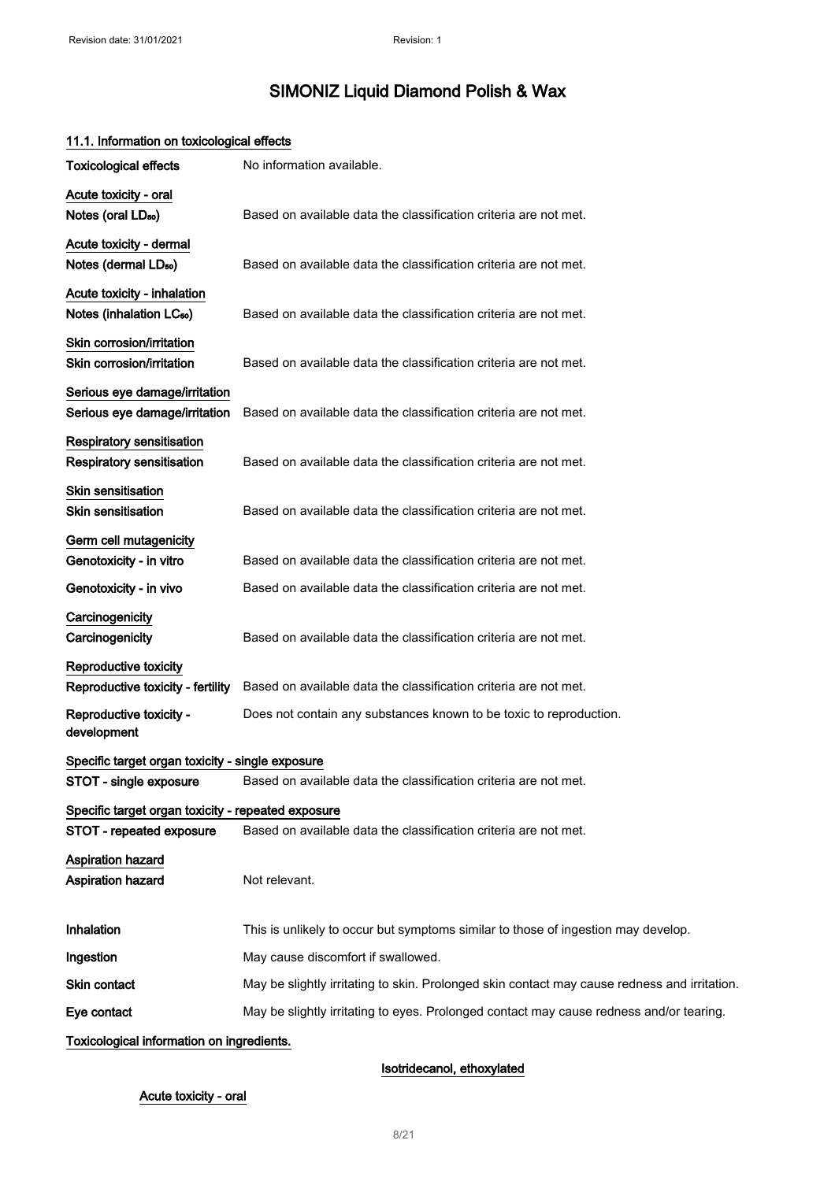# SIMONIZ Liquid Diamond Polish & Wax

## 11.1. Information on toxicological effects

| | |
|---|---|
| **Toxicological effects** | No information available. |

**Acute toxicity - oral**

| | |
|---|---|
| **Notes (oral $LD_{50}$)** | Based on available data the classification criteria are not met. |

**Acute toxicity - dermal**

| | |
|---|---|
| **Notes (dermal $LD_{50}$)** | Based on available data the classification criteria are not met. |

**Acute toxicity - inhalation**

| | |
|---|---|
| **Notes (inhalation $LC_{50}$)** | Based on available data the classification criteria are not met. |

**Skin corrosion/irritation**

| | |
|---|---|
| **Skin corrosion/irritation** | Based on available data the classification criteria are not met. |

**Serious eye damage/irritation**

| | |
|---|---|
| **Serious eye damage/irritation** | Based on available data the classification criteria are not met. |

**Respiratory sensitisation**

| | |
|---|---|
| **Respiratory sensitisation** | Based on available data the classification criteria are not met. |

**Skin sensitisation**

| | |
|---|---|
| **Skin sensitisation** | Based on available data the classification criteria are not met. |

**Germ cell mutagenicity**

| | |
|---|---|
| **Genotoxicity - in vitro** | Based on available data the classification criteria are not met. |
| **Genotoxicity - in vivo** | Based on available data the classification criteria are not met. |

**Carcinogenicity**

| | |
|---|---|
| **Carcinogenicity** | Based on available data the classification criteria are not met. |

**Reproductive toxicity**

| | |
|---|---|
| **Reproductive toxicity - fertility** | Based on available data the classification criteria are not met. |
| **Reproductive toxicity - development** | Does not contain any substances known to be toxic to reproduction. |

**Specific target organ toxicity - single exposure**

| | |
|---|---|
| **STOT - single exposure** | Based on available data the classification criteria are not met. |

**Specific target organ toxicity - repeated exposure**

| | |
|---|---|
| **STOT - repeated exposure** | Based on available data the classification criteria are not met. |

**Aspiration hazard**

| | |
|---|---|
| **Aspiration hazard** | Not relevant. |

| | |
|---|---|
| **Inhalation** | This is unlikely to occur but symptoms similar to those of ingestion may develop. |
| **Ingestion** | May cause discomfort if swallowed. |
| **Skin contact** | May be slightly irritating to skin. Prolonged skin contact may cause redness and irritation. |
| **Eye contact** | May be slightly irritating to eyes. Prolonged contact may cause redness and/or tearing. |

**Toxicological information on ingredients.**

**Isotridecanol, ethoxylated**

**Acute toxicity - oral**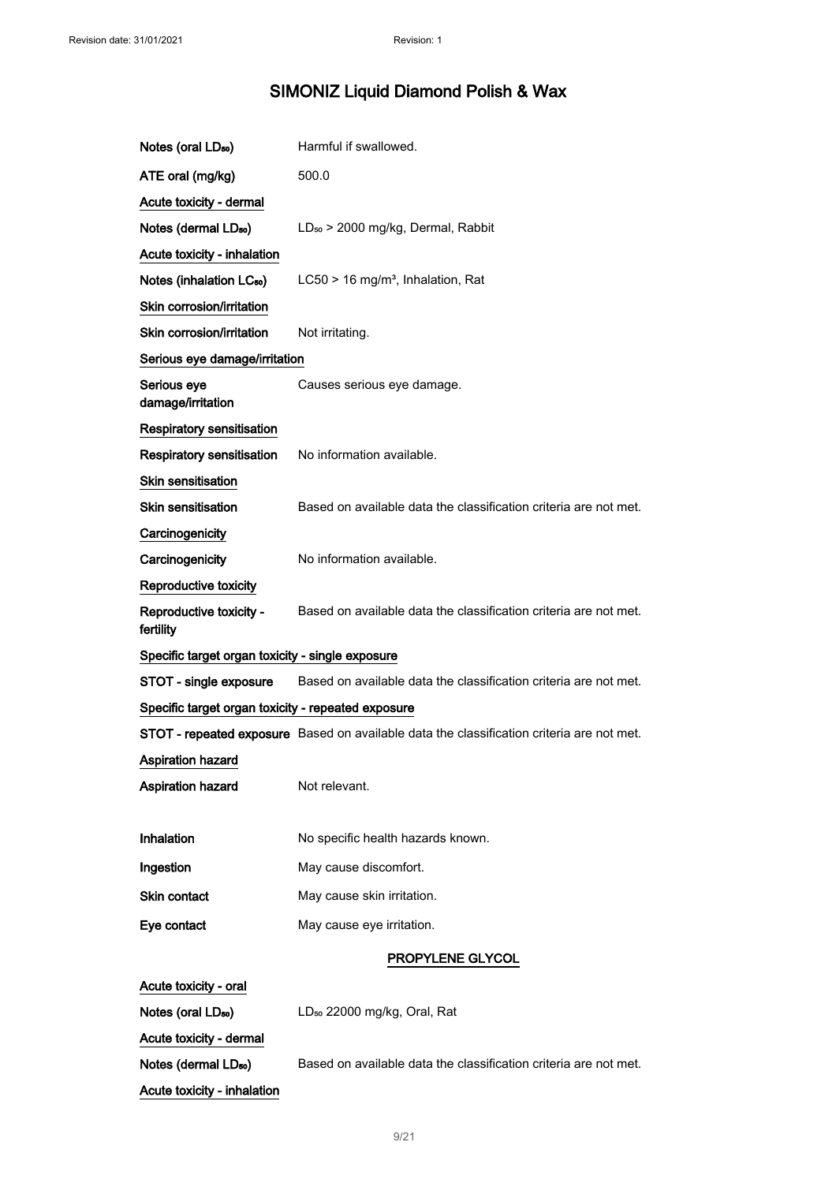| | |
|---|---|
| Notes (oral $LD_{50}$) | Harmful if swallowed. |
| ATE oral (mg/kg) | 500.0 |

**Acute toxicity - dermal**

| | |
|---|---|
| Notes (dermal $LD_{50}$) | $LD_{50}$ > 2000 mg/kg, Dermal, Rabbit |

**Acute toxicity - inhalation**

| | |
|---|---|
| Notes (inhalation $LC_{50}$) | LC50 > 16 mg/m³, Inhalation, Rat |

**Skin corrosion/irritation**

| | |
|---|---|
| Skin corrosion/irritation | Not irritating. |

**Serious eye damage/irritation**

| | |
|---|---|
| Serious eye damage/irritation | Causes serious eye damage. |

**Respiratory sensitisation**

| | |
|---|---|
| Respiratory sensitisation | No information available. |

**Skin sensitisation**

| | |
|---|---|
| Skin sensitisation | Based on available data the classification criteria are not met. |

**Carcinogenicity**

| | |
|---|---|
| Carcinogenicity | No information available. |

**Reproductive toxicity**

| | |
|---|---|
| Reproductive toxicity - fertility | Based on available data the classification criteria are not met. |

**Specific target organ toxicity - single exposure**

| | |
|---|---|
| STOT - single exposure | Based on available data the classification criteria are not met. |

**Specific target organ toxicity - repeated exposure**

| | |
|---|---|
| STOT - repeated exposure | Based on available data the classification criteria are not met. |

**Aspiration hazard**

| | |
|---|---|
| Aspiration hazard | Not relevant. |

| | |
|---|---|
| Inhalation | No specific health hazards known. |
| Ingestion | May cause discomfort. |
| Skin contact | May cause skin irritation. |
| Eye contact | May cause eye irritation. |

## PROPYLENE GLYCOL

**Acute toxicity - oral**

| | |
|---|---|
| Notes (oral $LD_{50}$) | $LD_{50}$ 22000 mg/kg, Oral, Rat |

**Acute toxicity - dermal**

| | |
|---|---|
| Notes (dermal $LD_{50}$) | Based on available data the classification criteria are not met. |

**Acute toxicity - inhalation**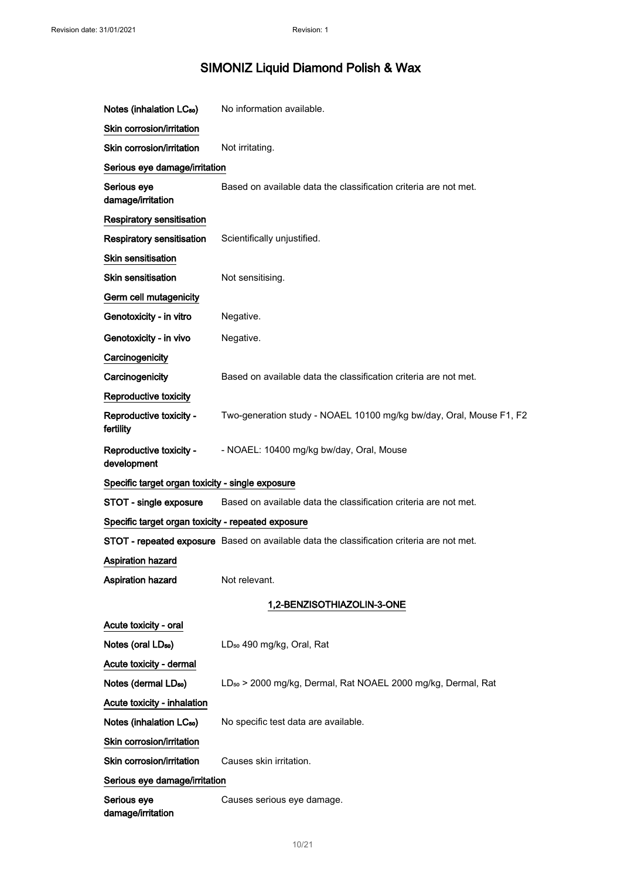# SIMONIZ Liquid Diamond Polish & Wax

**Notes (inhalation $LC_{50}$)** No information available.

**Skin corrosion/irritation**

**Skin corrosion/irritation** Not irritating.

**Serious eye damage/irritation**

**Serious eye damage/irritation** Based on available data the classification criteria are not met.

**Respiratory sensitisation**

**Respiratory sensitisation** Scientifically unjustified.

**Skin sensitisation**

**Skin sensitisation** Not sensitising.

**Germ cell mutagenicity**

**Genotoxicity - in vitro** Negative.

**Genotoxicity - in vivo** Negative.

**Carcinogenicity**

**Carcinogenicity** Based on available data the classification criteria are not met.

**Reproductive toxicity**

**Reproductive toxicity - fertility** Two-generation study - NOAEL 10100 mg/kg bw/day, Oral, Mouse F1, F2

**Reproductive toxicity - development** - NOAEL: 10400 mg/kg bw/day, Oral, Mouse

**Specific target organ toxicity - single exposure**

**STOT - single exposure** Based on available data the classification criteria are not met.

**Specific target organ toxicity - repeated exposure**

**STOT - repeated exposure** Based on available data the classification criteria are not met.

**Aspiration hazard**

**Aspiration hazard** Not relevant.

## 1,2-BENZISOTHIAZOLIN-3-ONE

**Acute toxicity - oral**

**Notes (oral $LD_{50}$)** $LD_{50}$ 490 mg/kg, Oral, Rat

**Acute toxicity - dermal**

**Notes (dermal $LD_{50}$)** $LD_{50}$ > 2000 mg/kg, Dermal, Rat NOAEL 2000 mg/kg, Dermal, Rat

**Acute toxicity - inhalation**

**Notes (inhalation $LC_{50}$)** No specific test data are available.

**Skin corrosion/irritation**

**Skin corrosion/irritation** Causes skin irritation.

**Serious eye damage/irritation**

**Serious eye damage/irritation** Causes serious eye damage.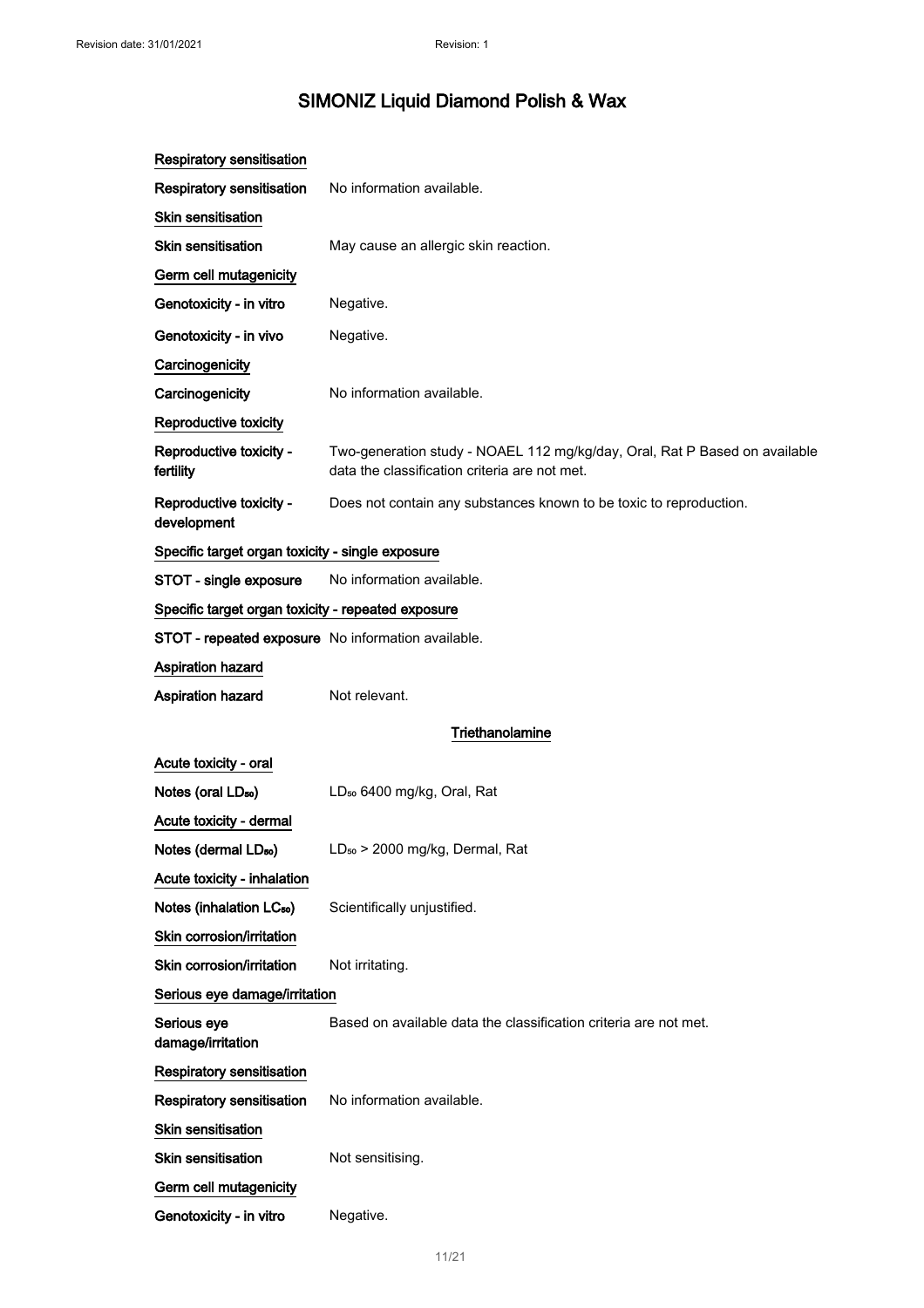# SIMONIZ Liquid Diamond Polish & Wax

**Respiratory sensitisation**

**Respiratory sensitisation** No information available.

**Skin sensitisation**

**Skin sensitisation** May cause an allergic skin reaction.

**Germ cell mutagenicity**

**Genotoxicity - in vitro** Negative.

**Genotoxicity - in vivo** Negative.

**Carcinogenicity**

**Carcinogenicity** No information available.

**Reproductive toxicity**

**Reproductive toxicity - fertility** Two-generation study - NOAEL 112 mg/kg/day, Oral, Rat P Based on available data the classification criteria are not met.

**Reproductive toxicity - development** Does not contain any substances known to be toxic to reproduction.

**Specific target organ toxicity - single exposure**

**STOT - single exposure** No information available.

**Specific target organ toxicity - repeated exposure**

**STOT - repeated exposure** No information available.

**Aspiration hazard**

**Aspiration hazard** Not relevant.

## Triethanolamine

**Acute toxicity - oral**

**Notes (oral $LD_{50}$)** $LD_{50}$ 6400 mg/kg, Oral, Rat

**Acute toxicity - dermal**

**Notes (dermal $LD_{50}$)** $LD_{50}$ > 2000 mg/kg, Dermal, Rat

**Acute toxicity - inhalation**

**Notes (inhalation $LC_{50}$)** Scientifically unjustified.

**Skin corrosion/irritation**

**Skin corrosion/irritation** Not irritating.

**Serious eye damage/irritation**

**Serious eye damage/irritation** Based on available data the classification criteria are not met.

**Respiratory sensitisation**

**Respiratory sensitisation** No information available.

**Skin sensitisation**

**Skin sensitisation** Not sensitising.

**Germ cell mutagenicity**

**Genotoxicity - in vitro** Negative.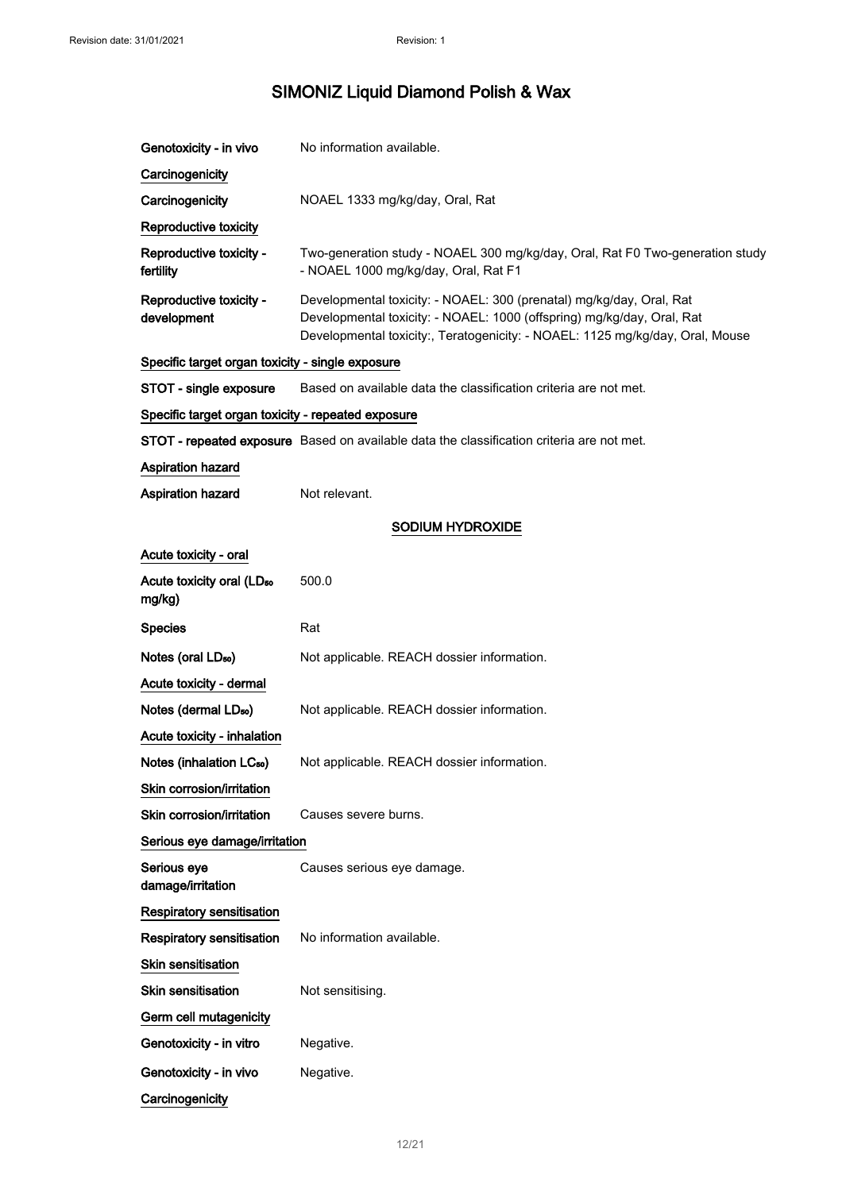# SIMONIZ Liquid Diamond Polish & Wax

**Genotoxicity - in vivo** No information available.

**Carcinogenicity**

**Carcinogenicity** NOAEL 1333 mg/kg/day, Oral, Rat

**Reproductive toxicity**

**Reproductive toxicity - fertility** Two-generation study - NOAEL 300 mg/kg/day, Oral, Rat F0 Two-generation study - NOAEL 1000 mg/kg/day, Oral, Rat F1

**Reproductive toxicity - development** Developmental toxicity: - NOAEL: 300 (prenatal) mg/kg/day, Oral, Rat
Developmental toxicity: - NOAEL: 1000 (offspring) mg/kg/day, Oral, Rat
Developmental toxicity:, Teratogenicity: - NOAEL: 1125 mg/kg/day, Oral, Mouse

**Specific target organ toxicity - single exposure**

**STOT - single exposure** Based on available data the classification criteria are not met.

**Specific target organ toxicity - repeated exposure**

**STOT - repeated exposure** Based on available data the classification criteria are not met.

**Aspiration hazard**

**Aspiration hazard** Not relevant.

## SODIUM HYDROXIDE

**Acute toxicity - oral**

**Acute toxicity oral ($LD_{50}$ mg/kg)** 500.0

**Species** Rat

**Notes (oral $LD_{50}$)** Not applicable. REACH dossier information.

**Acute toxicity - dermal**

**Notes (dermal $LD_{50}$)** Not applicable. REACH dossier information.

**Acute toxicity - inhalation**

**Notes (inhalation $LC_{50}$)** Not applicable. REACH dossier information.

**Skin corrosion/irritation**

**Skin corrosion/irritation** Causes severe burns.

**Serious eye damage/irritation**

**Serious eye damage/irritation** Causes serious eye damage.

**Respiratory sensitisation**

**Respiratory sensitisation** No information available.

**Skin sensitisation**

**Skin sensitisation** Not sensitising.

**Germ cell mutagenicity**

**Genotoxicity - in vitro** Negative.

**Genotoxicity - in vivo** Negative.

**Carcinogenicity**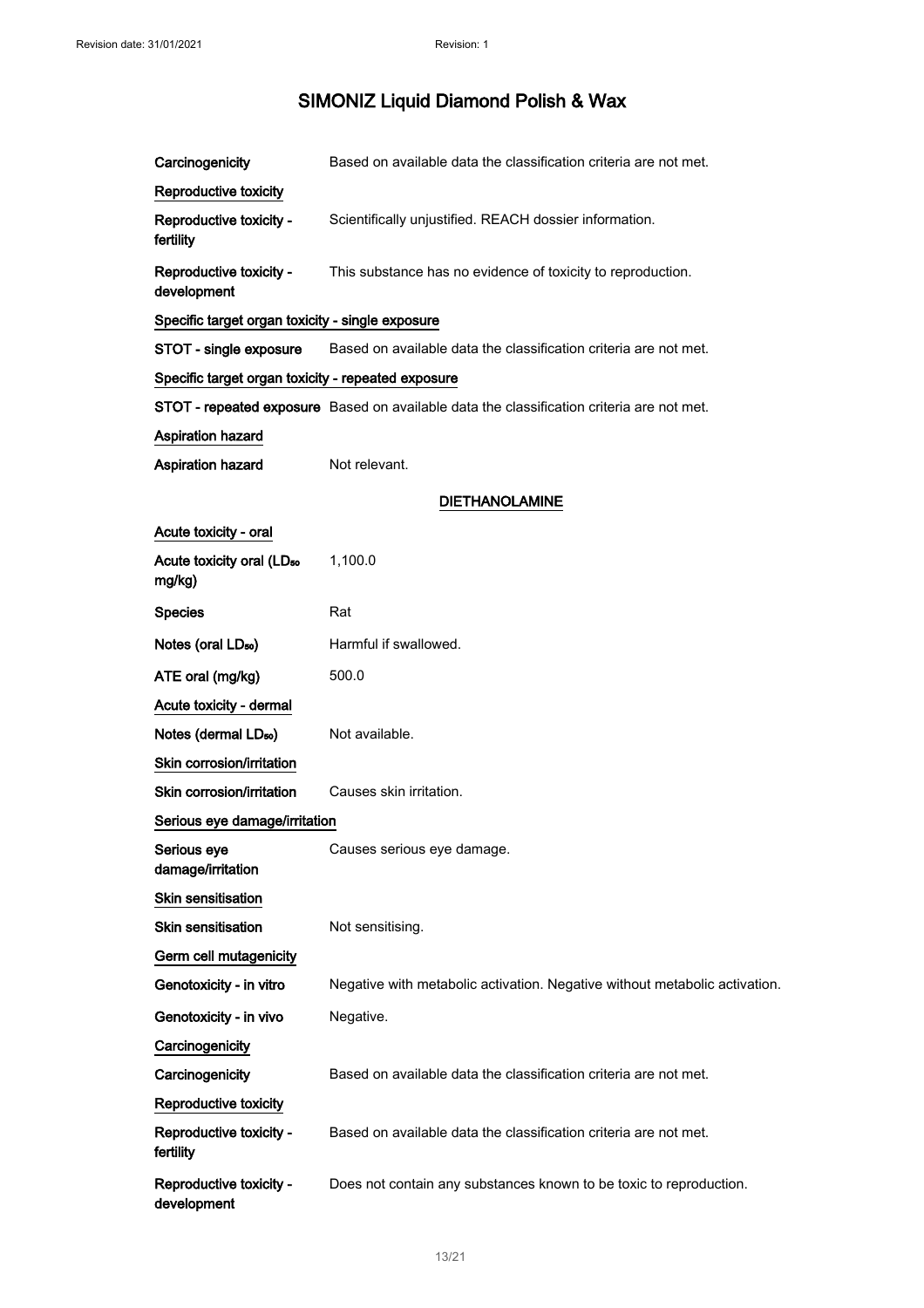| | |
|---|---|
| **Carcinogenicity** | Based on available data the classification criteria are not met. |

**Reproductive toxicity**

| | |
|---|---|
| **Reproductive toxicity - fertility** | Scientifically unjustified. REACH dossier information. |
| **Reproductive toxicity - development** | This substance has no evidence of toxicity to reproduction. |

**Specific target organ toxicity - single exposure**

| | |
|---|---|
| **STOT - single exposure** | Based on available data the classification criteria are not met. |

**Specific target organ toxicity - repeated exposure**

| | |
|---|---|
| **STOT - repeated exposure** | Based on available data the classification criteria are not met. |

**Aspiration hazard**

| | |
|---|---|
| **Aspiration hazard** | Not relevant. |

## DIETHANOLAMINE

**Acute toxicity - oral**

| | |
|---|---|
| **Acute toxicity oral ($LD_{50}$ mg/kg)** | 1,100.0 |
| **Species** | Rat |
| **Notes (oral $LD_{50}$)** | Harmful if swallowed. |
| **ATE oral (mg/kg)** | 500.0 |

**Acute toxicity - dermal**

| | |
|---|---|
| **Notes (dermal $LD_{50}$)** | Not available. |

**Skin corrosion/irritation**

| | |
|---|---|
| **Skin corrosion/irritation** | Causes skin irritation. |

**Serious eye damage/irritation**

| | |
|---|---|
| **Serious eye damage/irritation** | Causes serious eye damage. |

**Skin sensitisation**

| | |
|---|---|
| **Skin sensitisation** | Not sensitising. |

**Germ cell mutagenicity**

| | |
|---|---|
| **Genotoxicity - in vitro** | Negative with metabolic activation. Negative without metabolic activation. |
| **Genotoxicity - in vivo** | Negative. |

**Carcinogenicity**

| | |
|---|---|
| **Carcinogenicity** | Based on available data the classification criteria are not met. |

**Reproductive toxicity**

| | |
|---|---|
| **Reproductive toxicity - fertility** | Based on available data the classification criteria are not met. |
| **Reproductive toxicity - development** | Does not contain any substances known to be toxic to reproduction. |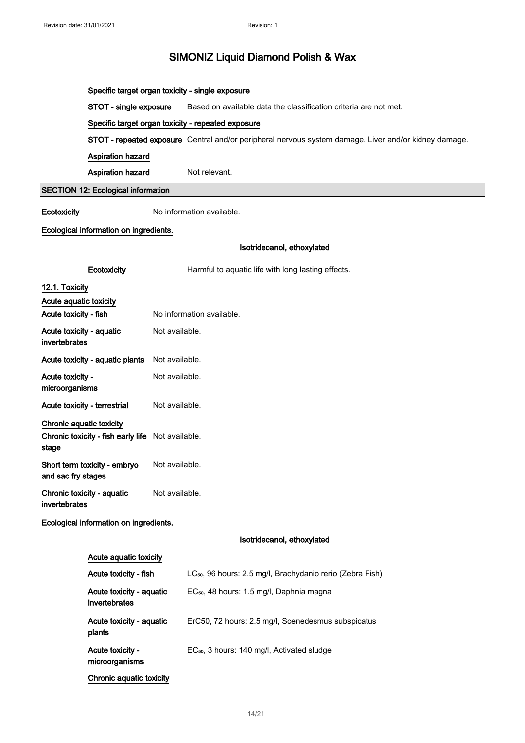**Specific target organ toxicity - single exposure**

**STOT - single exposure** Based on available data the classification criteria are not met.

**Specific target organ toxicity - repeated exposure**

**STOT - repeated exposure** Central and/or peripheral nervous system damage. Liver and/or kidney damage.

**Aspiration hazard**

**Aspiration hazard** Not relevant.

## SECTION 12: Ecological information

**Ecotoxicity** No information available.

**Ecological information on ingredients.**

**Isotridecanol, ethoxylated**

**Ecotoxicity** Harmful to aquatic life with long lasting effects.

### 12.1. Toxicity

**Acute aquatic toxicity**

**Acute toxicity - fish** No information available.

**Acute toxicity - aquatic invertebrates** Not available.

**Acute toxicity - aquatic plants** Not available.

**Acute toxicity - microorganisms** Not available.

**Acute toxicity - terrestrial** Not available.

**Chronic aquatic toxicity**

**Chronic toxicity - fish early life stage** Not available.

**Short term toxicity - embryo and sac fry stages** Not available.

**Chronic toxicity - aquatic invertebrates** Not available.

**Ecological information on ingredients.**

**Isotridecanol, ethoxylated**

**Acute aquatic toxicity**

**Acute toxicity - fish** $LC_{50}$, 96 hours: 2.5 mg/l, Brachydanio rerio (Zebra Fish)

**Acute toxicity - aquatic invertebrates** $EC_{50}$, 48 hours: 1.5 mg/l, Daphnia magna

**Acute toxicity - aquatic plants** ErC50, 72 hours: 2.5 mg/l, Scenedesmus subspicatus

**Acute toxicity - microorganisms** $EC_{50}$, 3 hours: 140 mg/l, Activated sludge

**Chronic aquatic toxicity**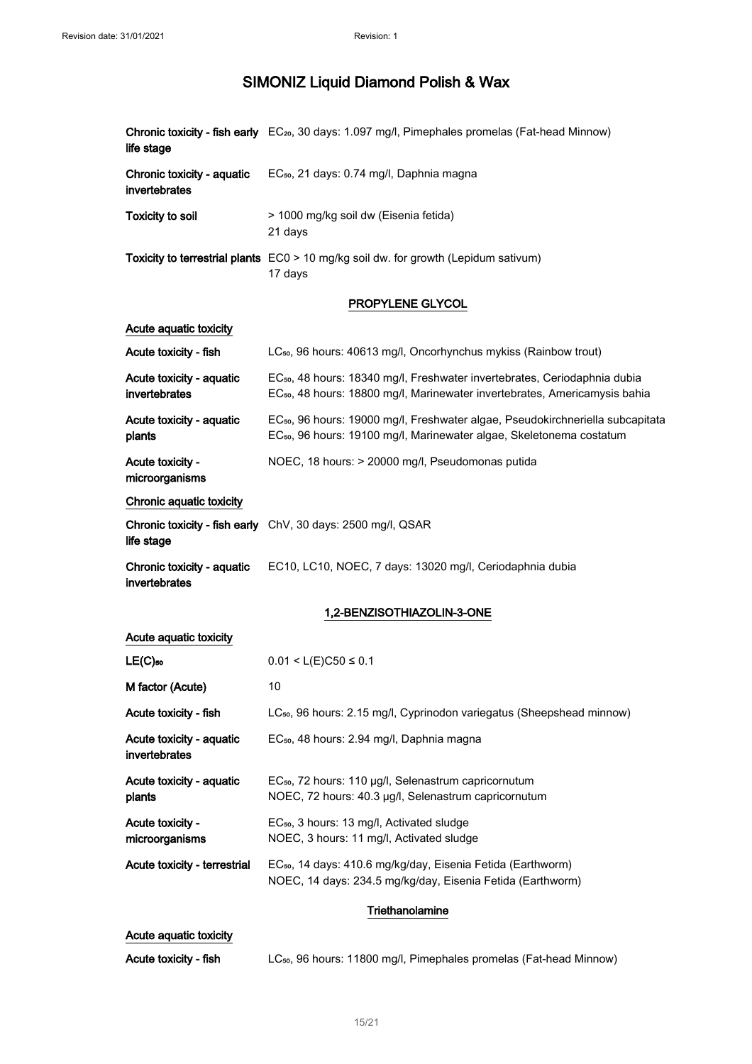# SIMONIZ Liquid Diamond Polish & Wax

| | |
|---|---|
| **Chronic toxicity - fish early life stage** | $EC_{20}$, 30 days: 1.097 mg/l, Pimephales promelas (Fat-head Minnow) |
| **Chronic toxicity - aquatic invertebrates** | $EC_{50}$, 21 days: 0.74 mg/l, Daphnia magna |
| **Toxicity to soil** | > 1000 mg/kg soil dw (Eisenia fetida)<br>21 days |
| **Toxicity to terrestrial plants** | EC0 > 10 mg/kg soil dw. for growth (Lepidum sativum)<br>17 days |

## PROPYLENE GLYCOL

**Acute aquatic toxicity**

| | |
|---|---|
| **Acute toxicity - fish** | $LC_{50}$, 96 hours: 40613 mg/l, Oncorhynchus mykiss (Rainbow trout) |
| **Acute toxicity - aquatic invertebrates** | $EC_{50}$, 48 hours: 18340 mg/l, Freshwater invertebrates, Ceriodaphnia dubia<br>$EC_{50}$, 48 hours: 18800 mg/l, Marinewater invertebrates, Americamysis bahia |
| **Acute toxicity - aquatic plants** | $EC_{50}$, 96 hours: 19000 mg/l, Freshwater algae, Pseudokirchneriella subcapitata<br>$EC_{50}$, 96 hours: 19100 mg/l, Marinewater algae, Skeletonema costatum |
| **Acute toxicity - microorganisms** | NOEC, 18 hours: > 20000 mg/l, Pseudomonas putida |

**Chronic aquatic toxicity**

| | |
|---|---|
| **Chronic toxicity - fish early life stage** | ChV, 30 days: 2500 mg/l, QSAR |
| **Chronic toxicity - aquatic invertebrates** | EC10, LC10, NOEC, 7 days: 13020 mg/l, Ceriodaphnia dubia |

## 1,2-BENZISOTHIAZOLIN-3-ONE

**Acute aquatic toxicity**

| | |
|---|---|
| **$LE(C)_{50}$** | $0.01 < L(E)C50 \leq 0.1$ |
| **M factor (Acute)** | 10 |
| **Acute toxicity - fish** | $LC_{50}$, 96 hours: 2.15 mg/l, Cyprinodon variegatus (Sheepshead minnow) |
| **Acute toxicity - aquatic invertebrates** | $EC_{50}$, 48 hours: 2.94 mg/l, Daphnia magna |
| **Acute toxicity - aquatic plants** | $EC_{50}$, 72 hours: 110 µg/l, Selenastrum capricornutum<br>NOEC, 72 hours: 40.3 µg/l, Selenastrum capricornutum |
| **Acute toxicity - microorganisms** | $EC_{50}$, 3 hours: 13 mg/l, Activated sludge<br>NOEC, 3 hours: 11 mg/l, Activated sludge |
| **Acute toxicity - terrestrial** | $EC_{50}$, 14 days: 410.6 mg/kg/day, Eisenia Fetida (Earthworm)<br>NOEC, 14 days: 234.5 mg/kg/day, Eisenia Fetida (Earthworm) |

## Triethanolamine

**Acute aquatic toxicity**

| | |
|---|---|
| **Acute toxicity - fish** | $LC_{50}$, 96 hours: 11800 mg/l, Pimephales promelas (Fat-head Minnow) |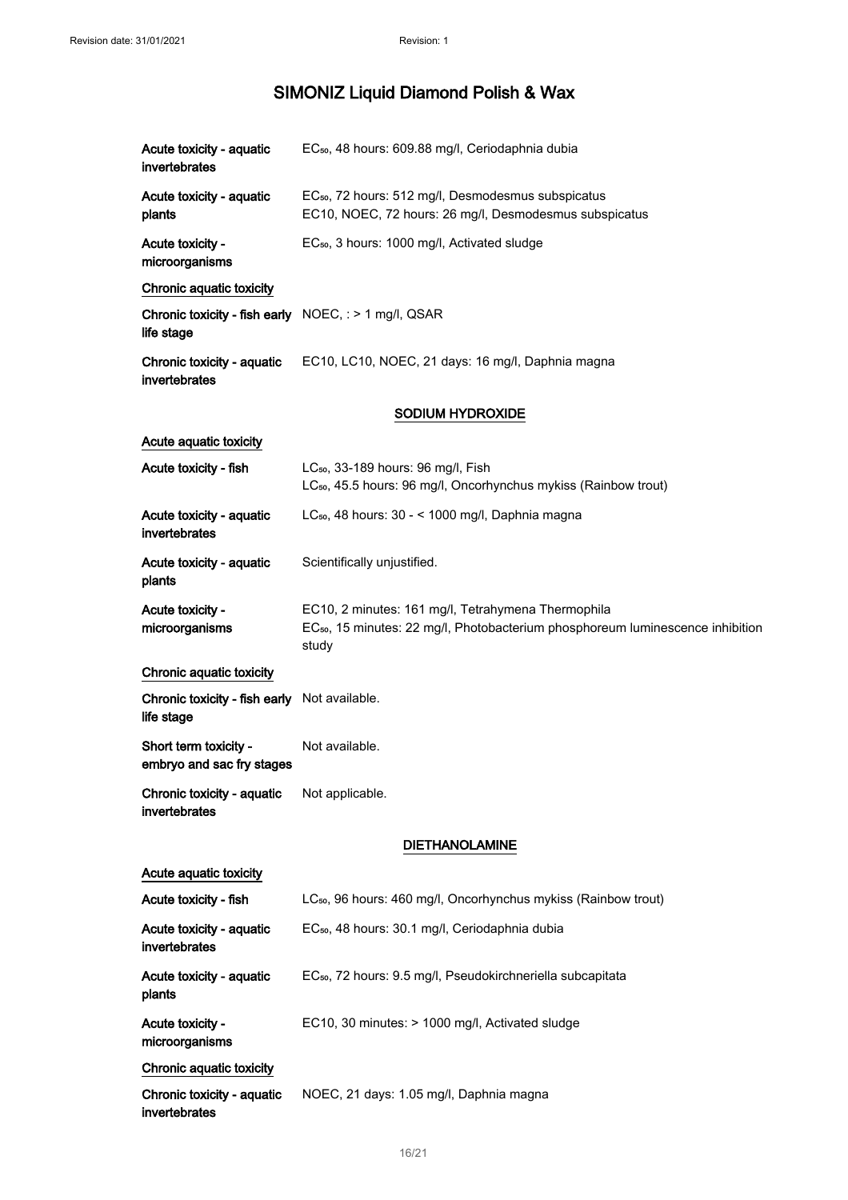| | |
|---|---|
| **Acute toxicity - aquatic invertebrates** | $EC_{50}$, 48 hours: 609.88 mg/l, Ceriodaphnia dubia |
| **Acute toxicity - aquatic plants** | $EC_{50}$, 72 hours: 512 mg/l, Desmodesmus subspicatus<br>EC10, NOEC, 72 hours: 26 mg/l, Desmodesmus subspicatus |
| **Acute toxicity - microorganisms** | $EC_{50}$, 3 hours: 1000 mg/l, Activated sludge |

**Chronic aquatic toxicity**

| | |
|---|---|
| **Chronic toxicity - fish early life stage** | NOEC, : > 1 mg/l, QSAR |
| **Chronic toxicity - aquatic invertebrates** | EC10, LC10, NOEC, 21 days: 16 mg/l, Daphnia magna |

## SODIUM HYDROXIDE

**Acute aquatic toxicity**

| | |
|---|---|
| **Acute toxicity - fish** | $LC_{50}$, 33-189 hours: 96 mg/l, Fish<br>$LC_{50}$, 45.5 hours: 96 mg/l, Oncorhynchus mykiss (Rainbow trout) |
| **Acute toxicity - aquatic invertebrates** | $LC_{50}$, 48 hours: 30 - < 1000 mg/l, Daphnia magna |
| **Acute toxicity - aquatic plants** | Scientifically unjustified. |
| **Acute toxicity - microorganisms** | EC10, 2 minutes: 161 mg/l, Tetrahymena Thermophila<br>$EC_{50}$, 15 minutes: 22 mg/l, Photobacterium phosphoreum luminescence inhibition study |

**Chronic aquatic toxicity**

| | |
|---|---|
| **Chronic toxicity - fish early life stage** | Not available. |
| **Short term toxicity - embryo and sac fry stages** | Not available. |
| **Chronic toxicity - aquatic invertebrates** | Not applicable. |

## DIETHANOLAMINE

**Acute aquatic toxicity**

| | |
|---|---|
| **Acute toxicity - fish** | $LC_{50}$, 96 hours: 460 mg/l, Oncorhynchus mykiss (Rainbow trout) |
| **Acute toxicity - aquatic invertebrates** | $EC_{50}$, 48 hours: 30.1 mg/l, Ceriodaphnia dubia |
| **Acute toxicity - aquatic plants** | $EC_{50}$, 72 hours: 9.5 mg/l, Pseudokirchneriella subcapitata |
| **Acute toxicity - microorganisms** | EC10, 30 minutes: > 1000 mg/l, Activated sludge |

**Chronic aquatic toxicity**

| | |
|---|---|
| **Chronic toxicity - aquatic invertebrates** | NOEC, 21 days: 1.05 mg/l, Daphnia magna |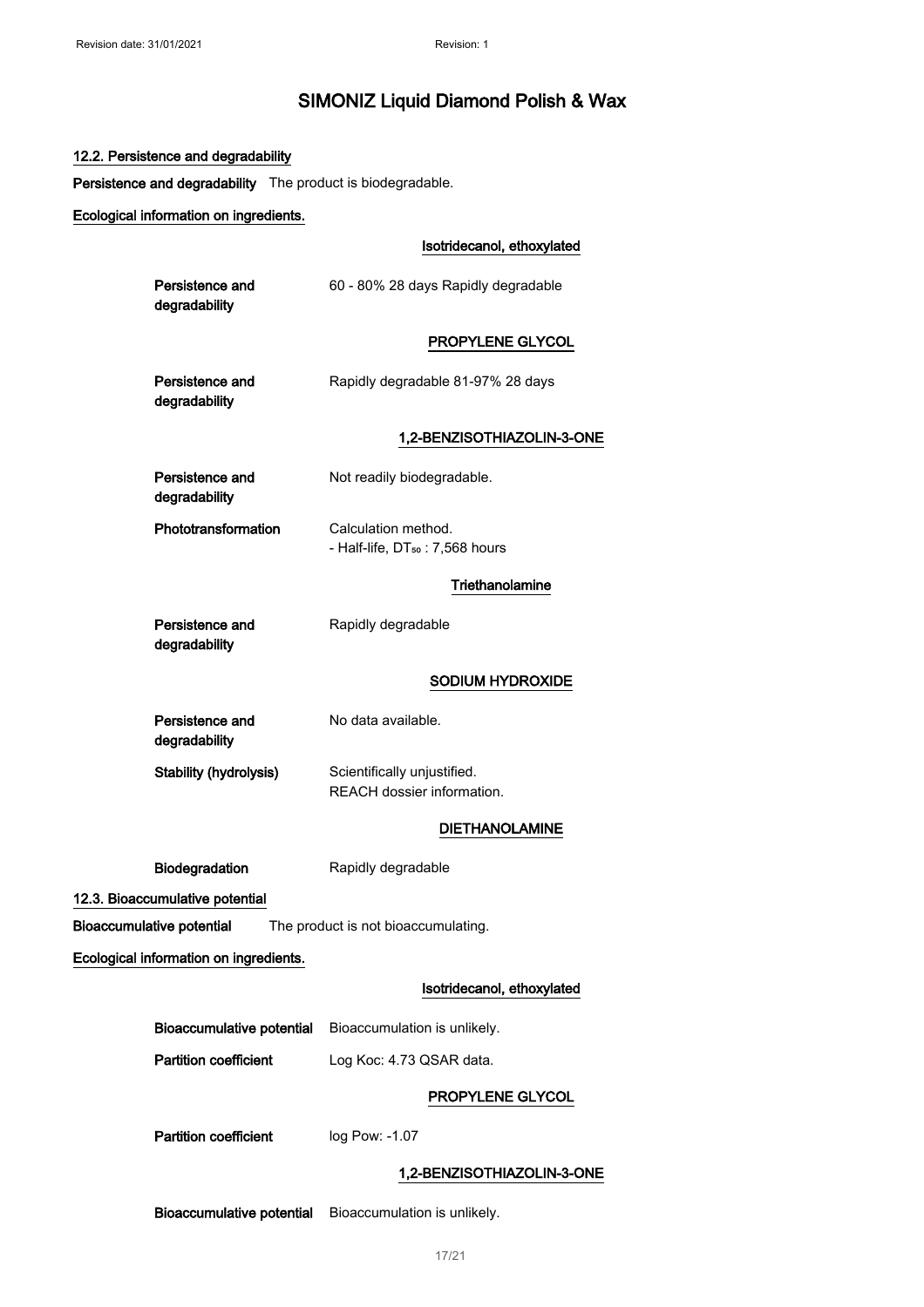# SIMONIZ Liquid Diamond Polish & Wax

### 12.2. Persistence and degradability

**Persistence and degradability** The product is biodegradable.

**Ecological information on ingredients.**

**Isotridecanol, ethoxylated**

**Persistence and degradability** 60 - 80% 28 days Rapidly degradable

**PROPYLENE GLYCOL**

**Persistence and degradability** Rapidly degradable 81-97% 28 days

**1,2-BENZISOTHIAZOLIN-3-ONE**

**Persistence and degradability** Not readily biodegradable.

**Phototransformation** Calculation method.
- Half-life, $DT_{50}$ : 7,568 hours

**Triethanolamine**

**Persistence and degradability** Rapidly degradable

**SODIUM HYDROXIDE**

**Persistence and degradability** No data available.

**Stability (hydrolysis)** Scientifically unjustified.
REACH dossier information.

**DIETHANOLAMINE**

**Biodegradation** Rapidly degradable

### 12.3. Bioaccumulative potential

**Bioaccumulative potential** The product is not bioaccumulating.

**Ecological information on ingredients.**

**Isotridecanol, ethoxylated**

**Bioaccumulative potential** Bioaccumulation is unlikely.

**Partition coefficient** Log Koc: 4.73 QSAR data.

**PROPYLENE GLYCOL**

**Partition coefficient** log Pow: -1.07

**1,2-BENZISOTHIAZOLIN-3-ONE**

**Bioaccumulative potential** Bioaccumulation is unlikely.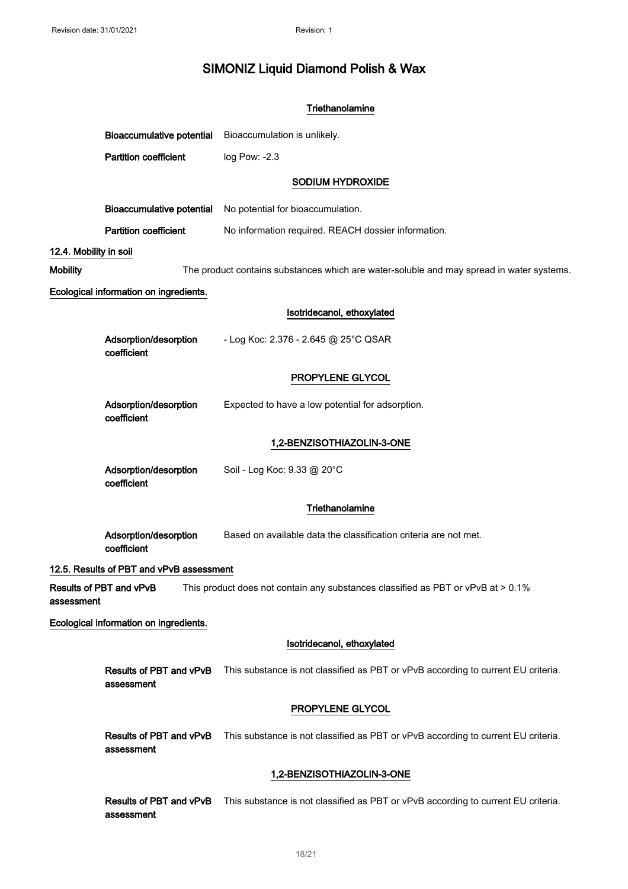#### Triethanolamine

**Bioaccumulative potential** Bioaccumulation is unlikely.

**Partition coefficient** log Pow: -2.3

#### SODIUM HYDROXIDE

**Bioaccumulative potential** No potential for bioaccumulation.

**Partition coefficient** No information required. REACH dossier information.

## 12.4. Mobility in soil

**Mobility** The product contains substances which are water-soluble and may spread in water systems.

**Ecological information on ingredients.**

#### Isotridecanol, ethoxylated

**Adsorption/desorption coefficient** - Log Koc: 2.376 - 2.645 @ 25°C QSAR

#### PROPYLENE GLYCOL

**Adsorption/desorption coefficient** Expected to have a low potential for adsorption.

#### 1,2-BENZISOTHIAZOLIN-3-ONE

**Adsorption/desorption coefficient** Soil - Log Koc: 9.33 @ 20°C

#### Triethanolamine

**Adsorption/desorption coefficient** Based on available data the classification criteria are not met.

## 12.5. Results of PBT and vPvB assessment

**Results of PBT and vPvB assessment** This product does not contain any substances classified as PBT or vPvB at > 0.1%

**Ecological information on ingredients.**

#### Isotridecanol, ethoxylated

**Results of PBT and vPvB assessment** This substance is not classified as PBT or vPvB according to current EU criteria.

#### PROPYLENE GLYCOL

**Results of PBT and vPvB assessment** This substance is not classified as PBT or vPvB according to current EU criteria.

#### 1,2-BENZISOTHIAZOLIN-3-ONE

**Results of PBT and vPvB assessment** This substance is not classified as PBT or vPvB according to current EU criteria.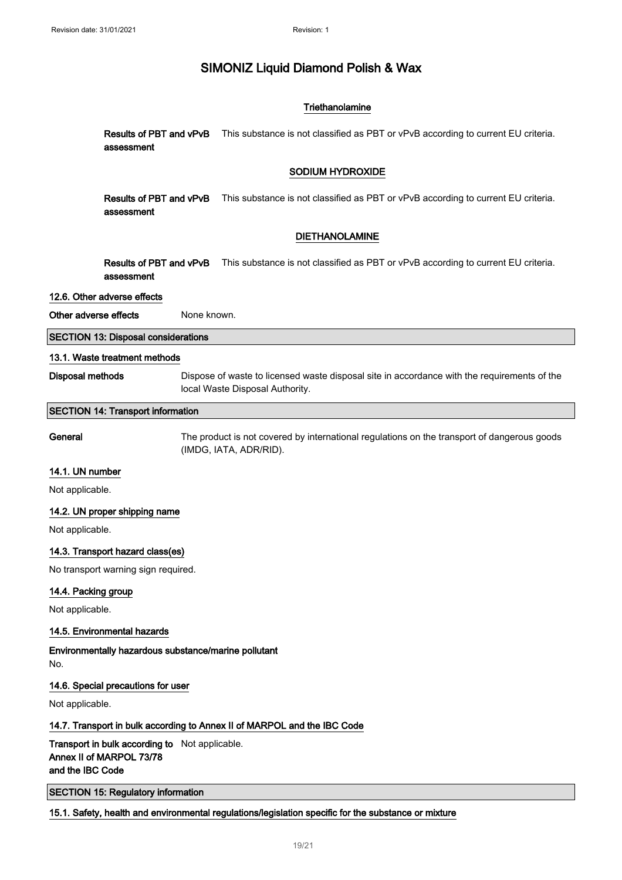**Triethanolamine**

**Results of PBT and vPvB assessment** This substance is not classified as PBT or vPvB according to current EU criteria.

**SODIUM HYDROXIDE**

**Results of PBT and vPvB assessment** This substance is not classified as PBT or vPvB according to current EU criteria.

**DIETHANOLAMINE**

**Results of PBT and vPvB assessment** This substance is not classified as PBT or vPvB according to current EU criteria.

### 12.6. Other adverse effects

**Other adverse effects** None known.

## SECTION 13: Disposal considerations

### 13.1. Waste treatment methods

**Disposal methods** Dispose of waste to licensed waste disposal site in accordance with the requirements of the local Waste Disposal Authority.

## SECTION 14: Transport information

**General** The product is not covered by international regulations on the transport of dangerous goods (IMDG, IATA, ADR/RID).

### 14.1. UN number

Not applicable.

### 14.2. UN proper shipping name

Not applicable.

### 14.3. Transport hazard class(es)

No transport warning sign required.

### 14.4. Packing group

Not applicable.

### 14.5. Environmental hazards

**Environmentally hazardous substance/marine pollutant**

No.

### 14.6. Special precautions for user

Not applicable.

### 14.7. Transport in bulk according to Annex II of MARPOL and the IBC Code

**Transport in bulk according to Annex II of MARPOL 73/78 and the IBC Code** Not applicable.

## SECTION 15: Regulatory information

### 15.1. Safety, health and environmental regulations/legislation specific for the substance or mixture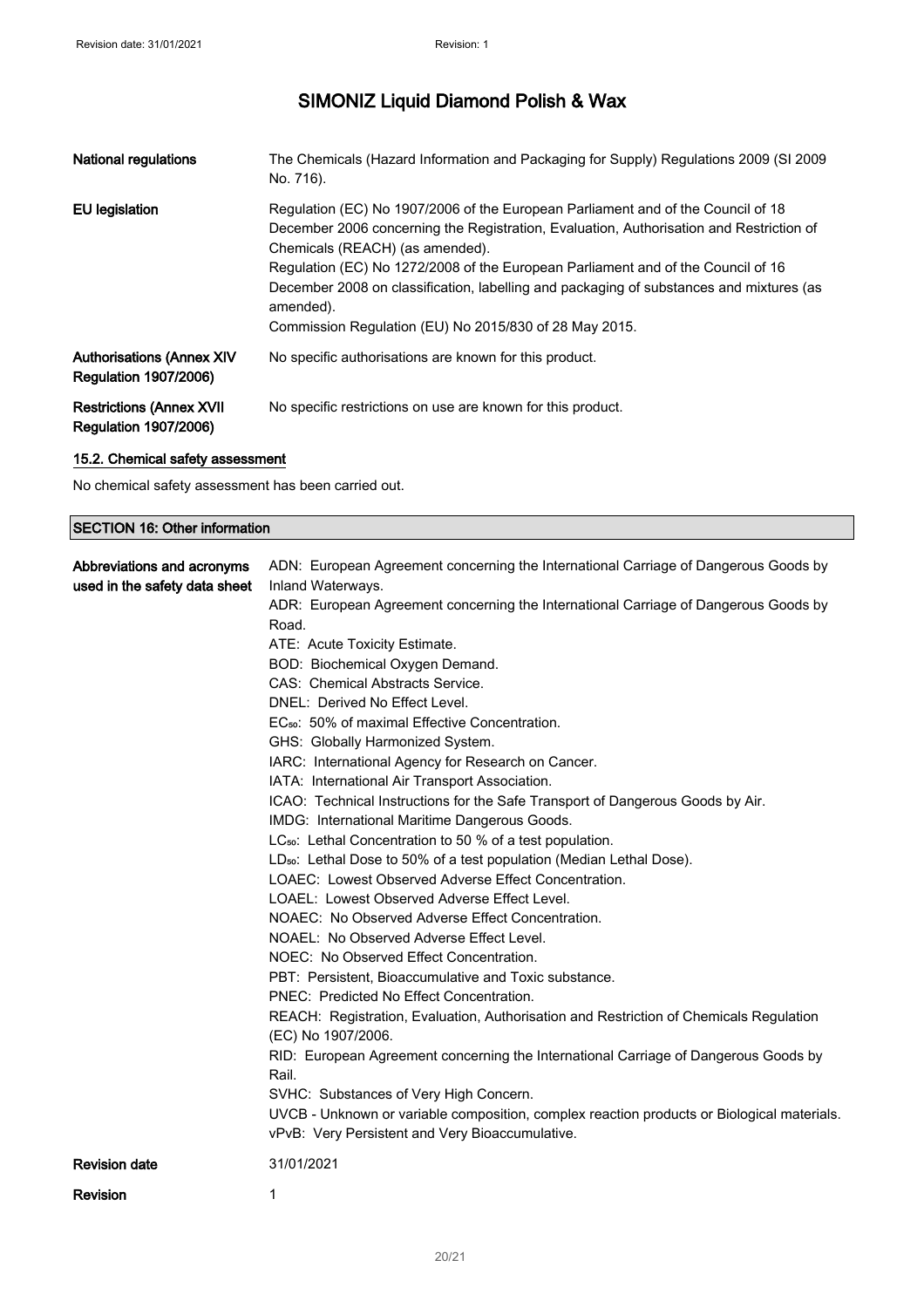| | |
|---|---|
| **National regulations** | The Chemicals (Hazard Information and Packaging for Supply) Regulations 2009 (SI 2009 No. 716). |
| **EU legislation** | Regulation (EC) No 1907/2006 of the European Parliament and of the Council of 18 December 2006 concerning the Registration, Evaluation, Authorisation and Restriction of Chemicals (REACH) (as amended).<br>Regulation (EC) No 1272/2008 of the European Parliament and of the Council of 16 December 2008 on classification, labelling and packaging of substances and mixtures (as amended).<br>Commission Regulation (EU) No 2015/830 of 28 May 2015. |
| **Authorisations (Annex XIV Regulation 1907/2006)** | No specific authorisations are known for this product. |
| **Restrictions (Annex XVII Regulation 1907/2006)** | No specific restrictions on use are known for this product. |

### 15.2. Chemical safety assessment

No chemical safety assessment has been carried out.

## SECTION 16: Other information

| | |
|---|---|
| **Abbreviations and acronyms used in the safety data sheet** | ADN: European Agreement concerning the International Carriage of Dangerous Goods by Inland Waterways.<br>ADR: European Agreement concerning the International Carriage of Dangerous Goods by Road.<br>ATE: Acute Toxicity Estimate.<br>BOD: Biochemical Oxygen Demand.<br>CAS: Chemical Abstracts Service.<br>DNEL: Derived No Effect Level.<br>$EC_{50}$: 50% of maximal Effective Concentration.<br>GHS: Globally Harmonized System.<br>IARC: International Agency for Research on Cancer.<br>IATA: International Air Transport Association.<br>ICAO: Technical Instructions for the Safe Transport of Dangerous Goods by Air.<br>IMDG: International Maritime Dangerous Goods.<br>$LC_{50}$: Lethal Concentration to 50 % of a test population.<br>$LD_{50}$: Lethal Dose to 50% of a test population (Median Lethal Dose).<br>LOAEC: Lowest Observed Adverse Effect Concentration.<br>LOAEL: Lowest Observed Adverse Effect Level.<br>NOAEC: No Observed Adverse Effect Concentration.<br>NOAEL: No Observed Adverse Effect Level.<br>NOEC: No Observed Effect Concentration.<br>PBT: Persistent, Bioaccumulative and Toxic substance.<br>PNEC: Predicted No Effect Concentration.<br>REACH: Registration, Evaluation, Authorisation and Restriction of Chemicals Regulation (EC) No 1907/2006.<br>RID: European Agreement concerning the International Carriage of Dangerous Goods by Rail.<br>SVHC: Substances of Very High Concern.<br>UVCB - Unknown or variable composition, complex reaction products or Biological materials.<br>vPvB: Very Persistent and Very Bioaccumulative. |
| **Revision date** | 31/01/2021 |
| **Revision** | 1 |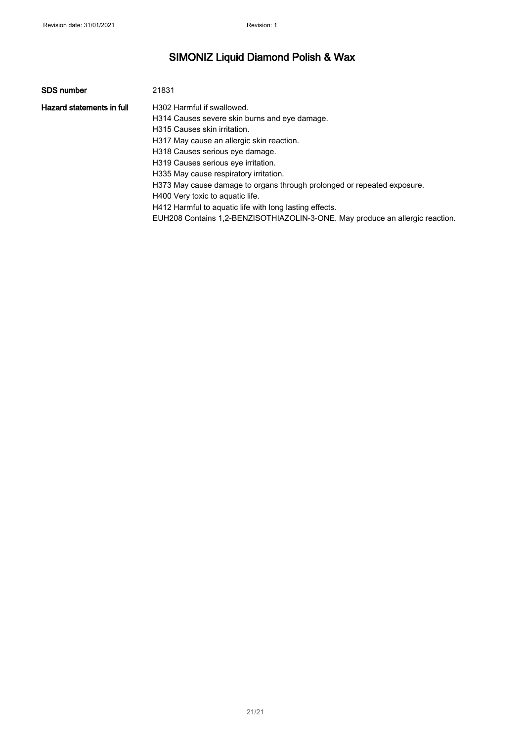# SIMONIZ Liquid Diamond Polish & Wax

| | |
|---|---|
| **SDS number** | 21831 |
| **Hazard statements in full** | H302 Harmful if swallowed.<br>H314 Causes severe skin burns and eye damage.<br>H315 Causes skin irritation.<br>H317 May cause an allergic skin reaction.<br>H318 Causes serious eye damage.<br>H319 Causes serious eye irritation.<br>H335 May cause respiratory irritation.<br>H373 May cause damage to organs through prolonged or repeated exposure.<br>H400 Very toxic to aquatic life.<br>H412 Harmful to aquatic life with long lasting effects.<br>EUH208 Contains 1,2-BENZISOTHIAZOLIN-3-ONE. May produce an allergic reaction. |